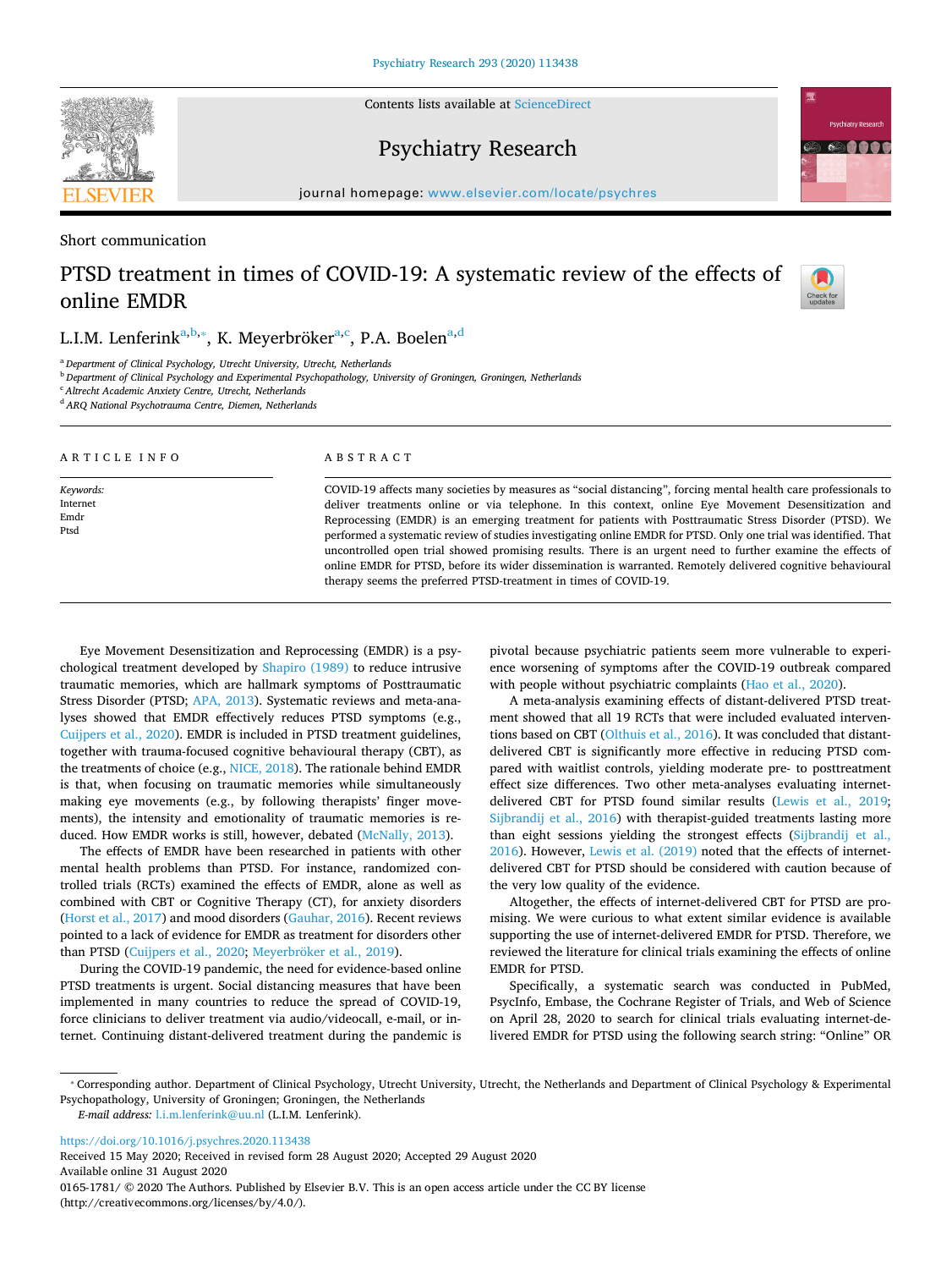Short communication

# PTSD treatment in times of COVID-19: A systematic review of the effects of online EMDR

L.I.M. Lenferink[a,b,*], K. Meyerbröker[a,c], P.A. Boelen[a,d]

[a] Department of Clinical Psychology, Utrecht University, Utrecht, Netherlands
[b] Department of Clinical Psychology and Experimental Psychopathology, University of Groningen, Groningen, Netherlands
[c] Altrecht Academic Anxiety Centre, Utrecht, Netherlands
[d] ARQ National Psychotrauma Centre, Diemen, Netherlands

## ARTICLE INFO

*Keywords:*
Internet
Emdr
Ptsd

## ABSTRACT

COVID-19 affects many societies by measures as "social distancing", forcing mental health care professionals to deliver treatments online or via telephone. In this context, online Eye Movement Desensitization and Reprocessing (EMDR) is an emerging treatment for patients with Posttraumatic Stress Disorder (PTSD). We performed a systematic review of studies investigating online EMDR for PTSD. Only one trial was identified. That uncontrolled open trial showed promising results. There is an urgent need to further examine the effects of online EMDR for PTSD, before its wider dissemination is warranted. Remotely delivered cognitive behavioural therapy seems the preferred PTSD-treatment in times of COVID-19.

Eye Movement Desensitization and Reprocessing (EMDR) is a psychological treatment developed by Shapiro (1989) to reduce intrusive traumatic memories, which are hallmark symptoms of Posttraumatic Stress Disorder (PTSD; APA, 2013). Systematic reviews and meta-analyses showed that EMDR effectively reduces PTSD symptoms (e.g., Cuijpers et al., 2020). EMDR is included in PTSD treatment guidelines, together with trauma-focused cognitive behavioural therapy (CBT), as the treatments of choice (e.g., NICE, 2018). The rationale behind EMDR is that, when focusing on traumatic memories while simultaneously making eye movements (e.g., by following therapists' finger movements), the intensity and emotionality of traumatic memories is reduced. How EMDR works is still, however, debated (McNally, 2013).

The effects of EMDR have been researched in patients with other mental health problems than PTSD. For instance, randomized controlled trials (RCTs) examined the effects of EMDR, alone as well as combined with CBT or Cognitive Therapy (CT), for anxiety disorders (Horst et al., 2017) and mood disorders (Gauhar, 2016). Recent reviews pointed to a lack of evidence for EMDR as treatment for disorders other than PTSD (Cuijpers et al., 2020; Meyerbröker et al., 2019).

During the COVID-19 pandemic, the need for evidence-based online PTSD treatments is urgent. Social distancing measures that have been implemented in many countries to reduce the spread of COVID-19, force clinicians to deliver treatment via audio/videocall, e-mail, or internet. Continuing distant-delivered treatment during the pandemic is pivotal because psychiatric patients seem more vulnerable to experience worsening of symptoms after the COVID-19 outbreak compared with people without psychiatric complaints (Hao et al., 2020).

A meta-analysis examining effects of distant-delivered PTSD treatment showed that all 19 RCTs that were included evaluated interventions based on CBT (Olthuis et al., 2016). It was concluded that distant-delivered CBT is significantly more effective in reducing PTSD compared with waitlist controls, yielding moderate pre- to posttreatment effect size differences. Two other meta-analyses evaluating internet-delivered CBT for PTSD found similar results (Lewis et al., 2019; Sijbrandij et al., 2016) with therapist-guided treatments lasting more than eight sessions yielding the strongest effects (Sijbrandij et al., 2016). However, Lewis et al. (2019) noted that the effects of internet-delivered CBT for PTSD should be considered with caution because of the very low quality of the evidence.

Altogether, the effects of internet-delivered CBT for PTSD are promising. We were curious to what extent similar evidence is available supporting the use of internet-delivered EMDR for PTSD. Therefore, we reviewed the literature for clinical trials examining the effects of online EMDR for PTSD.

Specifically, a systematic search was conducted in PubMed, PsycInfo, Embase, the Cochrane Register of Trials, and Web of Science on April 28, 2020 to search for clinical trials evaluating internet-delivered EMDR for PTSD using the following search string: "Online" OR

* Corresponding author. Department of Clinical Psychology, Utrecht University, Utrecht, the Netherlands and Department of Clinical Psychology & Experimental Psychopathology, University of Groningen; Groningen, the Netherlands
*E-mail address:* l.i.m.lenferink@uu.nl (L.I.M. Lenferink).

https://doi.org/10.1016/j.psychres.2020.113438
Received 15 May 2020; Received in revised form 28 August 2020; Accepted 29 August 2020
Available online 31 August 2020
0165-1781/ © 2020 The Authors. Published by Elsevier B.V. This is an open access article under the CC BY license (http://creativecommons.org/licenses/by/4.0/).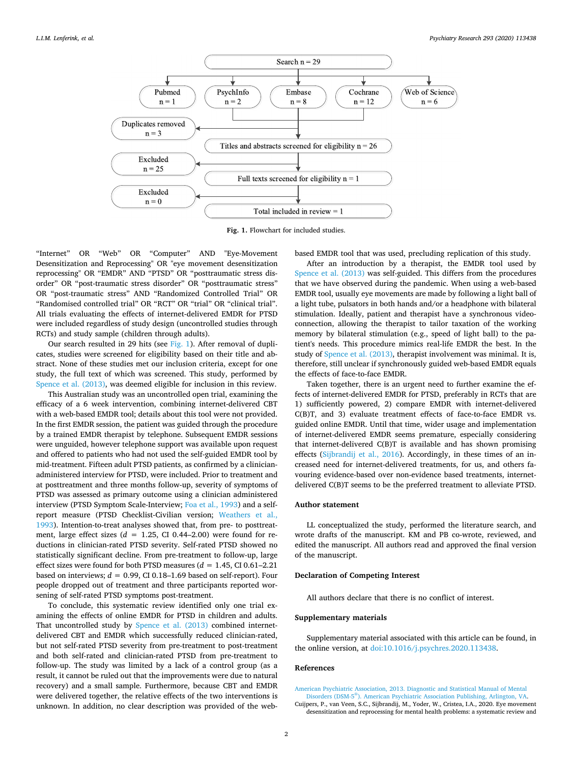Search n = 29

Pubmed n = 1 | PsychInfo n = 2 | Embase n = 8 | Cochrane n = 12 | Web of Science n = 6

Duplicates removed n = 3

Titles and abstracts screened for eligibility n = 26

Excluded n = 25

Full texts screened for eligibility n = 1

Excluded n = 0

Total included in review = 1

**Fig. 1.** Flowchart for included studies.

"Internet" OR "Web" OR "Computer" AND "Eye-Movement Desensitization and Reprocessing" OR "eye movement desensitization reprocessing" OR "EMDR" AND "PTSD" OR "posttraumatic stress disorder" OR "post-traumatic stress disorder" OR "posttraumatic stress" OR "post-traumatic stress" AND "Randomized Controlled Trial" OR "Randomised controlled trial" OR "RCT" OR "trial" OR "clinical trial". All trials evaluating the effects of internet-delivered EMDR for PTSD were included regardless of study design (uncontrolled studies through RCTs) and study sample (children through adults).

Our search resulted in 29 hits (see Fig. 1). After removal of duplicates, studies were screened for eligibility based on their title and abstract. None of these studies met our inclusion criteria, except for one study, the full text of which was screened. This study, performed by Spence et al. (2013), was deemed eligible for inclusion in this review.

This Australian study was an uncontrolled open trial, examining the efficacy of a 6 week intervention, combining internet-delivered CBT with a web-based EMDR tool; details about this tool were not provided. In the first EMDR session, the patient was guided through the procedure by a trained EMDR therapist by telephone. Subsequent EMDR sessions were unguided, however telephone support was available upon request and offered to patients who had not used the self-guided EMDR tool by mid-treatment. Fifteen adult PTSD patients, as confirmed by a clinician-administered interview for PTSD, were included. Prior to treatment and at posttreatment and three months follow-up, severity of symptoms of PTSD was assessed as primary outcome using a clinician administered interview (PTSD Symptom Scale-Interview; Foa et al., 1993) and a self-report measure (PTSD Checklist-Civilian version; Weathers et al., 1993). Intention-to-treat analyses showed that, from pre- to posttreatment, large effect sizes ($d$ = 1.25, CI 0.44–2.00) were found for reductions in clinician-rated PTSD severity. Self-rated PTSD showed no statistically significant decline. From pre-treatment to follow-up, large effect sizes were found for both PTSD measures ($d$ = 1.45, CI 0.61–2.21 based on interviews; $d$ = 0.99, CI 0.18–1.69 based on self-report). Four people dropped out of treatment and three participants reported worsening of self-rated PTSD symptoms post-treatment.

To conclude, this systematic review identified only one trial examining the effects of online EMDR for PTSD in children and adults. That uncontrolled study by Spence et al. (2013) combined internet-delivered CBT and EMDR which successfully reduced clinician-rated, but not self-rated PTSD severity from pre-treatment to post-treatment and both self-rated and clinician-rated PTSD from pre-treatment to follow-up. The study was limited by a lack of a control group (as a result, it cannot be ruled out that the improvements were due to natural recovery) and a small sample. Furthermore, because CBT and EMDR were delivered together, the relative effects of the two interventions is unknown. In addition, no clear description was provided of the web-based EMDR tool that was used, precluding replication of this study.

After an introduction by a therapist, the EMDR tool used by Spence et al. (2013) was self-guided. This differs from the procedures that we have observed during the pandemic. When using a web-based EMDR tool, usually eye movements are made by following a light ball of a light tube, pulsators in both hands and/or a headphone with bilateral stimulation. Ideally, patient and therapist have a synchronous video-connection, allowing the therapist to tailor taxation of the working memory by bilateral stimulation (e.g., speed of light ball) to the patient's needs. This procedure mimics real-life EMDR the best. In the study of Spence et al. (2013), therapist involvement was minimal. It is, therefore, still unclear if synchronously guided web-based EMDR equals the effects of face-to-face EMDR.

Taken together, there is an urgent need to further examine the effects of internet-delivered EMDR for PTSD, preferably in RCTs that are 1) sufficiently powered, 2) compare EMDR with internet-delivered C(B)T, and 3) evaluate treatment effects of face-to-face EMDR vs. guided online EMDR. Until that time, wider usage and implementation of internet-delivered EMDR seems premature, especially considering that internet-delivered C(B)T is available and has shown promising effects (Sijbrandij et al., 2016). Accordingly, in these times of an increased need for internet-delivered treatments, for us, and others favoring evidence-based over non-evidence based treatments, internet-delivered C(B)T seems to be the preferred treatment to alleviate PTSD.

## Author statement

LL conceptualized the study, performed the literature search, and wrote drafts of the manuscript. KM and PB co-wrote, reviewed, and edited the manuscript. All authors read and approved the final version of the manuscript.

## Declaration of Competing Interest

All authors declare that there is no conflict of interest.

## Supplementary materials

Supplementary material associated with this article can be found, in the online version, at doi:10.1016/j.psychres.2020.113438.

## References

American Psychiatric Association, 2013. Diagnostic and Statistical Manual of Mental Disorders (DSM-5®). American Psychiatric Association Publishing, Arlington, VA.

Cuijpers, P., van Veen, S.C., Sijbrandij, M., Yoder, W., Cristea, I.A., 2020. Eye movement desensitization and reprocessing for mental health problems: a systematic review and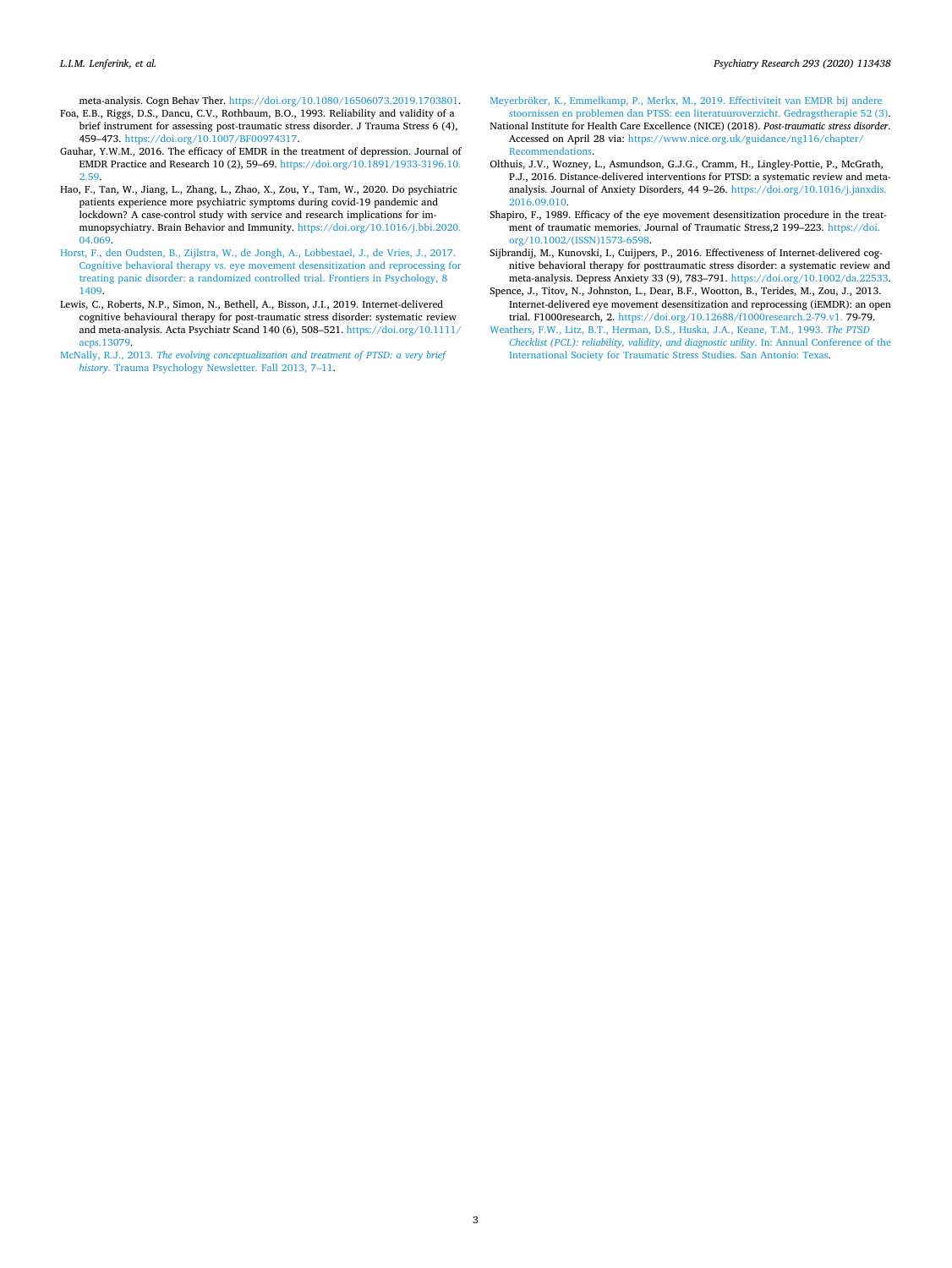meta-analysis. Cogn Behav Ther. https://doi.org/10.1080/16506073.2019.1703801.

Foa, E.B., Riggs, D.S., Dancu, C.V., Rothbaum, B.O., 1993. Reliability and validity of a brief instrument for assessing post-traumatic stress disorder. J Trauma Stress 6 (4), 459–473. https://doi.org/10.1007/BF00974317.

Gauhar, Y.W.M., 2016. The efficacy of EMDR in the treatment of depression. Journal of EMDR Practice and Research 10 (2), 59–69. https://doi.org/10.1891/1933-3196.10.2.59.

Hao, F., Tan, W., Jiang, L., Zhang, L., Zhao, X., Zou, Y., Tam, W., 2020. Do psychiatric patients experience more psychiatric symptoms during covid-19 pandemic and lockdown? A case-control study with service and research implications for immunopsychiatry. Brain Behavior and Immunity. https://doi.org/10.1016/j.bbi.2020.04.069.

Horst, F., den Oudsten, B., Zijlstra, W., de Jongh, A., Lobbestael, J., de Vries, J., 2017. Cognitive behavioral therapy vs. eye movement desensitization and reprocessing for treating panic disorder: a randomized controlled trial. Frontiers in Psychology, 8 1409.

Lewis, C., Roberts, N.P., Simon, N., Bethell, A., Bisson, J.I., 2019. Internet-delivered cognitive behavioural therapy for post-traumatic stress disorder: systematic review and meta-analysis. Acta Psychiatr Scand 140 (6), 508–521. https://doi.org/10.1111/acps.13079.

McNally, R.J., 2013. *The evolving conceptualization and treatment of PTSD: a very brief history*. Trauma Psychology Newsletter. Fall 2013, 7–11.

Meyerbröker, K., Emmelkamp, P., Merkx, M., 2019. Effectiviteit van EMDR bij andere stoornissen en problemen dan PTSS: een literatuuroverzicht. Gedragstherapie 52 (3).

National Institute for Health Care Excellence (NICE) (2018). *Post-traumatic stress disorder*. Accessed on April 28 via: https://www.nice.org.uk/guidance/ng116/chapter/Recommendations.

Olthuis, J.V., Wozney, L., Asmundson, G.J.G., Cramm, H., Lingley-Pottie, P., McGrath, P.J., 2016. Distance-delivered interventions for PTSD: a systematic review and meta-analysis. Journal of Anxiety Disorders, 44 9–26. https://doi.org/10.1016/j.janxdis.2016.09.010.

Shapiro, F., 1989. Efficacy of the eye movement desensitization procedure in the treatment of traumatic memories. Journal of Traumatic Stress,2 199–223. https://doi.org/10.1002/(ISSN)1573-6598.

Sijbrandij, M., Kunovski, I., Cuijpers, P., 2016. Effectiveness of Internet-delivered cognitive behavioral therapy for posttraumatic stress disorder: a systematic review and meta-analysis. Depress Anxiety 33 (9), 783–791. https://doi.org/10.1002/da.22533.

Spence, J., Titov, N., Johnston, L., Dear, B.F., Wootton, B., Terides, M., Zou, J., 2013. Internet-delivered eye movement desensitization and reprocessing (iEMDR): an open trial. F1000research, 2. https://doi.org/10.12688/f1000research.2-79.v1. 79-79.

Weathers, F.W., Litz, B.T., Herman, D.S., Huska, J.A., Keane, T.M., 1993. *The PTSD Checklist (PCL): reliability, validity, and diagnostic utility*. In: Annual Conference of the International Society for Traumatic Stress Studies. San Antonio: Texas.